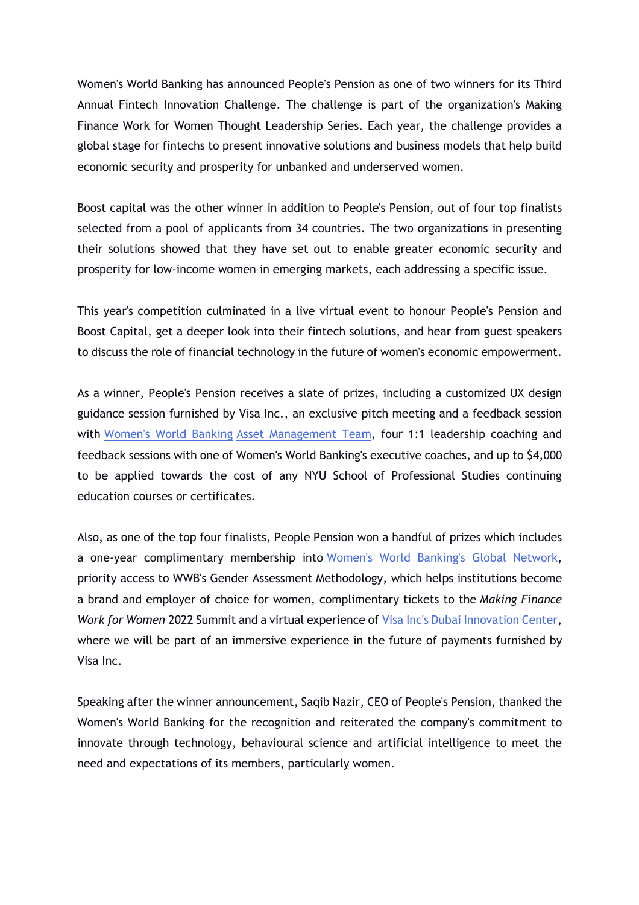Women's World Banking has announced People's Pension as one of two winners for its Third Annual Fintech Innovation Challenge. The challenge is part of the organization's Making Finance Work for Women Thought Leadership Series. Each year, the challenge provides a global stage for fintechs to present innovative solutions and business models that help build economic security and prosperity for unbanked and underserved women.

Boost capital was the other winner in addition to People's Pension, out of four top finalists selected from a pool of applicants from 34 countries. The two organizations in presenting their solutions showed that they have set out to enable greater economic security and prosperity for low-income women in emerging markets, each addressing a specific issue.

This year's competition culminated in a live virtual event to honour People's Pension and Boost Capital, get a deeper look into their fintech solutions, and hear from guest speakers to discuss the role of financial technology in the future of women's economic empowerment.

As a winner, People's Pension receives a slate of prizes, including a customized UX design guidance session furnished by Visa Inc., an exclusive pitch meeting and a feedback session with Women's World Banking Asset Management Team, four 1:1 leadership coaching and feedback sessions with one of Women's World Banking's executive coaches, and up to $4,000 to be applied towards the cost of any NYU School of Professional Studies continuing education courses or certificates.

Also, as one of the top four finalists, People Pension won a handful of prizes which includes a one-year complimentary membership into Women's World Banking's Global Network, priority access to WWB's Gender Assessment Methodology, which helps institutions become a brand and employer of choice for women, complimentary tickets to the *Making Finance Work for Women* 2022 Summit and a virtual experience of Visa Inc's Dubai Innovation Center, where we will be part of an immersive experience in the future of payments furnished by Visa Inc.

Speaking after the winner announcement, Saqib Nazir, CEO of People's Pension, thanked the Women's World Banking for the recognition and reiterated the company's commitment to innovate through technology, behavioural science and artificial intelligence to meet the need and expectations of its members, particularly women.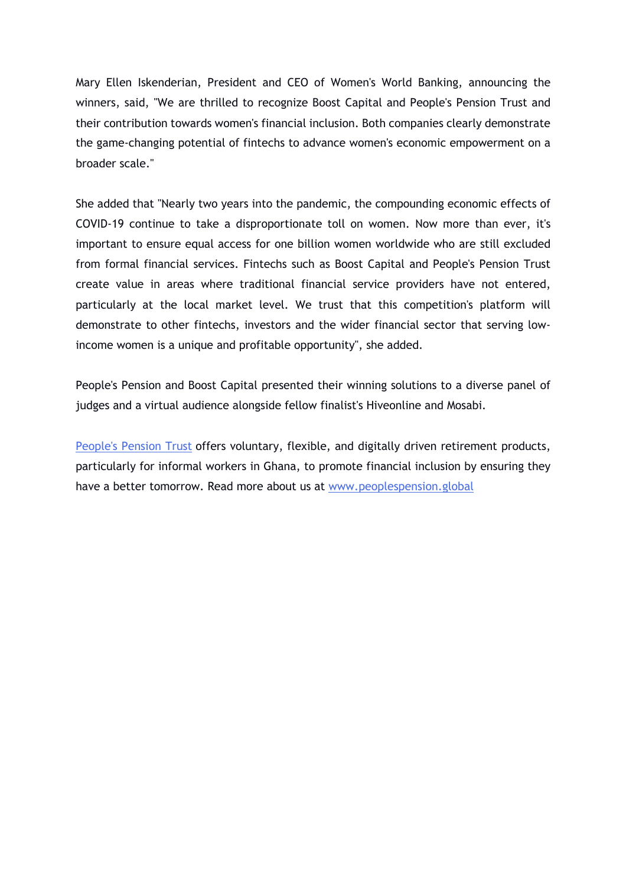Mary Ellen Iskenderian, President and CEO of Women's World Banking, announcing the winners, said, "We are thrilled to recognize Boost Capital and People's Pension Trust and their contribution towards women's financial inclusion. Both companies clearly demonstrate the game-changing potential of fintechs to advance women's economic empowerment on a broader scale."

She added that "Nearly two years into the pandemic, the compounding economic effects of COVID-19 continue to take a disproportionate toll on women. Now more than ever, it's important to ensure equal access for one billion women worldwide who are still excluded from formal financial services. Fintechs such as Boost Capital and People's Pension Trust create value in areas where traditional financial service providers have not entered, particularly at the local market level. We trust that this competition's platform will demonstrate to other fintechs, investors and the wider financial sector that serving low-income women is a unique and profitable opportunity", she added.

People's Pension and Boost Capital presented their winning solutions to a diverse panel of judges and a virtual audience alongside fellow finalist's Hiveonline and Mosabi.

[People's Pension Trust](http://www.peoplespension.global) offers voluntary, flexible, and digitally driven retirement products, particularly for informal workers in Ghana, to promote financial inclusion by ensuring they have a better tomorrow. Read more about us at [www.peoplespension.global](http://www.peoplespension.global)